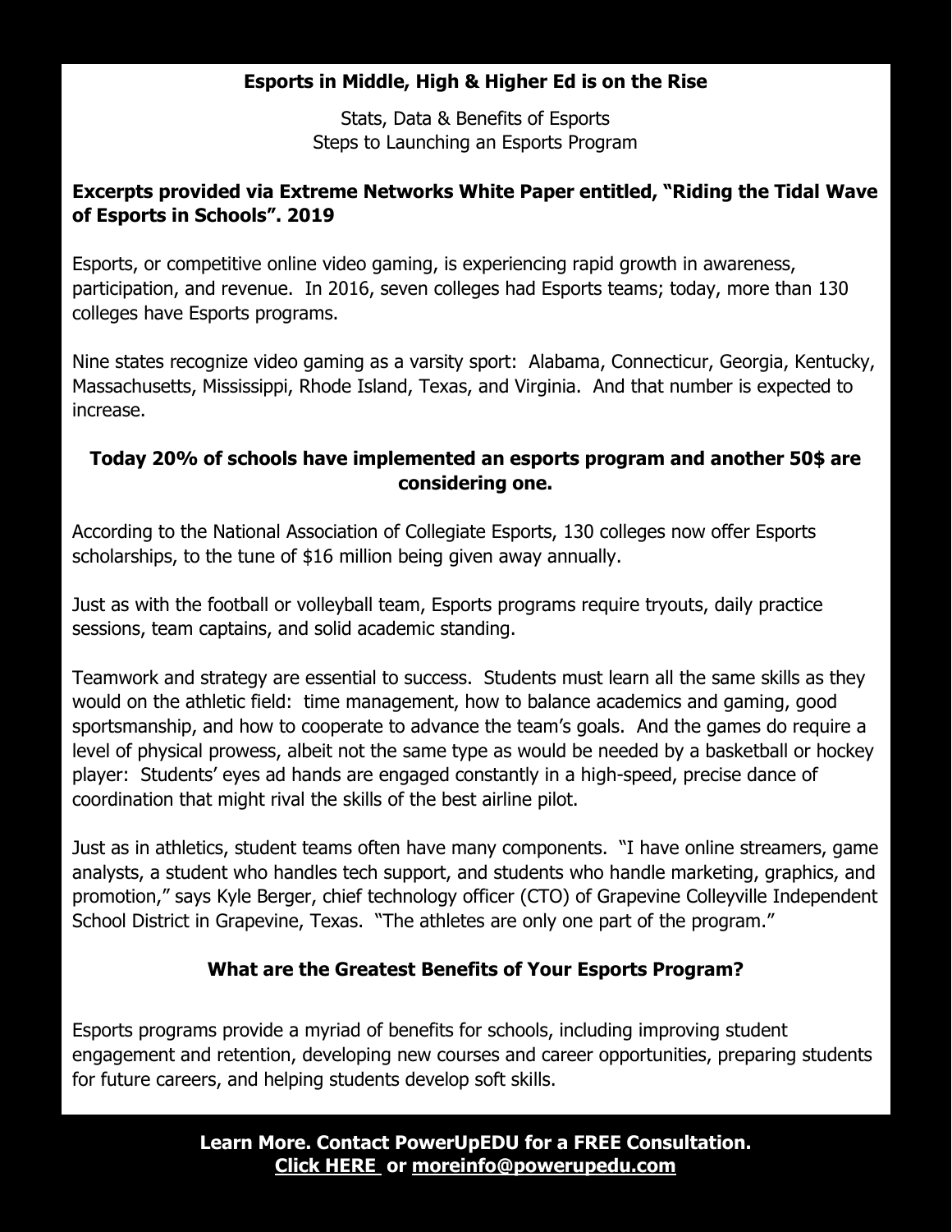**Esports in Middle, High & Higher Ed is on the Rise**

Stats, Data & Benefits of Esports
Steps to Launching an Esports Program

**Excerpts provided via Extreme Networks White Paper entitled, "Riding the Tidal Wave of Esports in Schools". 2019**

Esports, or competitive online video gaming, is experiencing rapid growth in awareness, participation, and revenue. In 2016, seven colleges had Esports teams; today, more than 130 colleges have Esports programs.

Nine states recognize video gaming as a varsity sport: Alabama, Connecticur, Georgia, Kentucky, Massachusetts, Mississippi, Rhode Island, Texas, and Virginia. And that number is expected to increase.

**Today 20% of schools have implemented an esports program and another 50$ are considering one.**

According to the National Association of Collegiate Esports, 130 colleges now offer Esports scholarships, to the tune of $16 million being given away annually.

Just as with the football or volleyball team, Esports programs require tryouts, daily practice sessions, team captains, and solid academic standing.

Teamwork and strategy are essential to success. Students must learn all the same skills as they would on the athletic field: time management, how to balance academics and gaming, good sportsmanship, and how to cooperate to advance the team's goals. And the games do require a level of physical prowess, albeit not the same type as would be needed by a basketball or hockey player: Students' eyes ad hands are engaged constantly in a high-speed, precise dance of coordination that might rival the skills of the best airline pilot.

Just as in athletics, student teams often have many components. "I have online streamers, game analysts, a student who handles tech support, and students who handle marketing, graphics, and promotion," says Kyle Berger, chief technology officer (CTO) of Grapevine Colleyville Independent School District in Grapevine, Texas. "The athletes are only one part of the program."

**What are the Greatest Benefits of Your Esports Program?**

Esports programs provide a myriad of benefits for schools, including improving student engagement and retention, developing new courses and career opportunities, preparing students for future careers, and helping students develop soft skills.

**Learn More. Contact PowerUpEDU for a FREE Consultation.**
**Click HERE or moreinfo@powerupedu.com**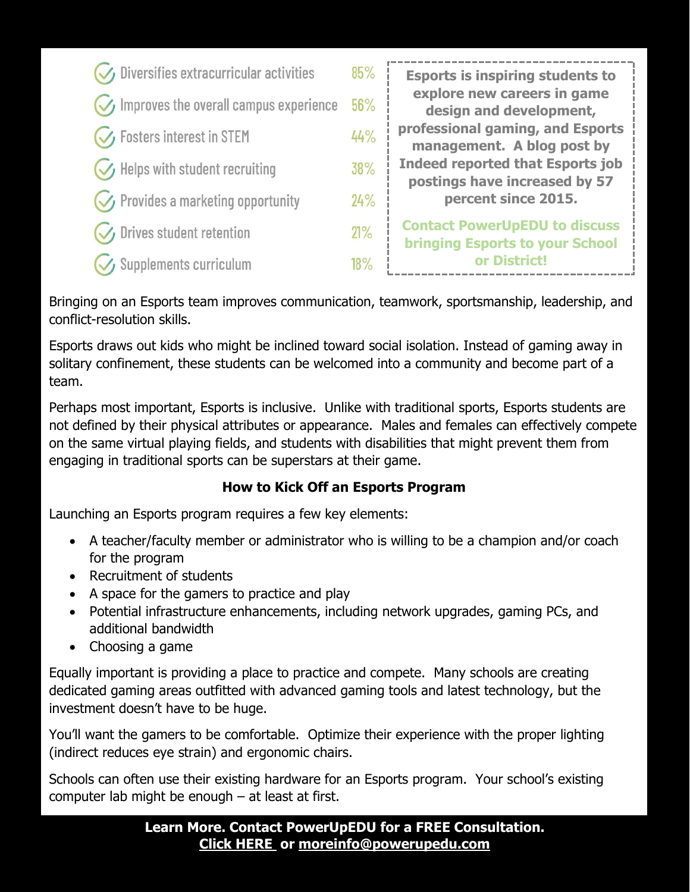- Diversifies extracurricular activities 85%
- Improves the overall campus experience 56%
- Fosters interest in STEM 44%
- Helps with student recruiting 38%
- Provides a marketing opportunity 24%
- Drives student retention 21%
- Supplements curriculum 18%

**Esports is inspiring students to explore new careers in game design and development, professional gaming, and Esports management. A blog post by Indeed reported that Esports job postings have increased by 57 percent since 2015.**

**Contact PowerUpEDU to discuss bringing Esports to your School or District!**

Bringing on an Esports team improves communication, teamwork, sportsmanship, leadership, and conflict-resolution skills.

Esports draws out kids who might be inclined toward social isolation. Instead of gaming away in solitary confinement, these students can be welcomed into a community and become part of a team.

Perhaps most important, Esports is inclusive. Unlike with traditional sports, Esports students are not defined by their physical attributes or appearance. Males and females can effectively compete on the same virtual playing fields, and students with disabilities that might prevent them from engaging in traditional sports can be superstars at their game.

**How to Kick Off an Esports Program**

Launching an Esports program requires a few key elements:

- A teacher/faculty member or administrator who is willing to be a champion and/or coach for the program
- Recruitment of students
- A space for the gamers to practice and play
- Potential infrastructure enhancements, including network upgrades, gaming PCs, and additional bandwidth
- Choosing a game

Equally important is providing a place to practice and compete. Many schools are creating dedicated gaming areas outfitted with advanced gaming tools and latest technology, but the investment doesn't have to be huge.

You'll want the gamers to be comfortable. Optimize their experience with the proper lighting (indirect reduces eye strain) and ergonomic chairs.

Schools can often use their existing hardware for an Esports program. Your school's existing computer lab might be enough – at least at first.

**Learn More. Contact PowerUpEDU for a FREE Consultation.**
**Click HERE or moreinfo@powerupedu.com**